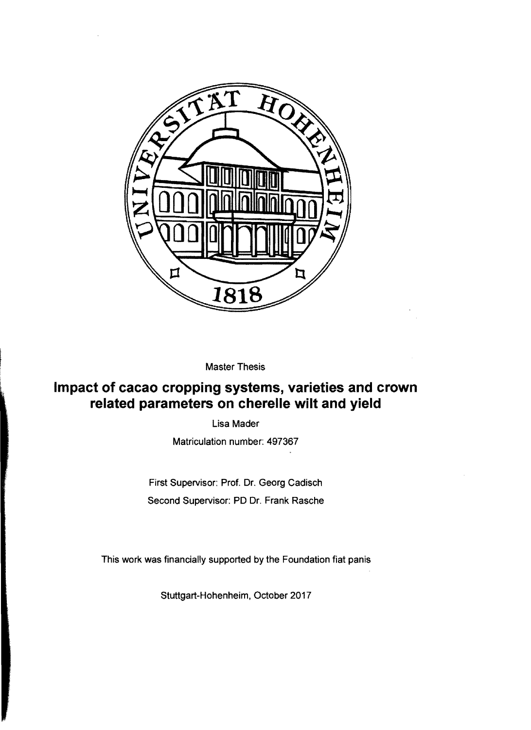Master Thesis

# Impact of cacao cropping systems, varieties and crown related parameters on cherelle wilt and yield

Lisa Mader

Matriculation number: 497367

First Supervisor: Prof. Dr. Georg Cadisch

Second Supervisor: PD Dr. Frank Rasche

This work was financially supported by the Foundation fiat panis

Stuttgart-Hohenheim, October 2017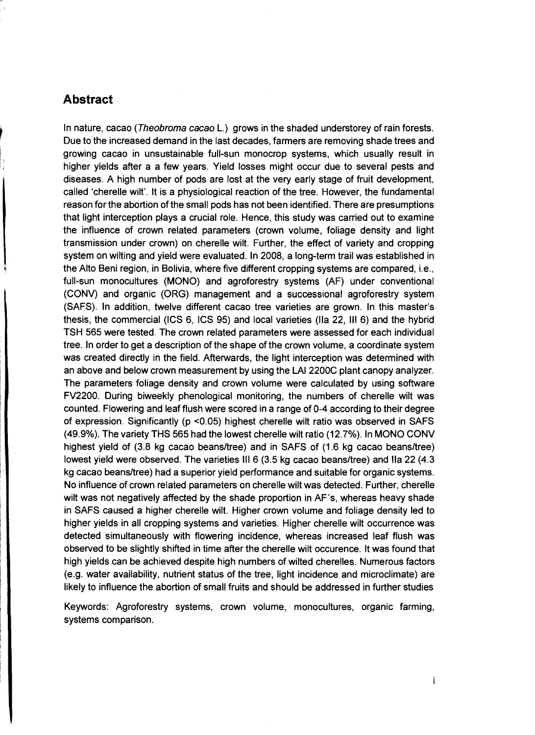## Abstract

In nature, cacao (*Theobroma cacao* L.) grows in the shaded understorey of rain forests. Due to the increased demand in the last decades, farmers are removing shade trees and growing cacao in unsustainable full-sun monocrop systems, which usually result in higher yields after a a few years. Yield losses might occur due to several pests and diseases. A high number of pods are lost at the very early stage of fruit development, called 'cherelle wilt'. It is a physiological reaction of the tree. However, the fundamental reason for the abortion of the small pods has not been identified. There are presumptions that light interception plays a crucial role. Hence, this study was carried out to examine the influence of crown related parameters (crown volume, foliage density and light transmission under crown) on cherelle wilt. Further, the effect of variety and cropping system on wilting and yield were evaluated. In 2008, a long-term trail was established in the Alto Beni region, in Bolivia, where five different cropping systems are compared, i.e., full-sun monocultures (MONO) and agroforestry systems (AF) under conventional (CONV) and organic (ORG) management and a successional agroforestry system (SAFS). In addition, twelve different cacao tree varieties are grown. In this master's thesis, the commercial (ICS 6, ICS 95) and local varieties (IIa 22, III 6) and the hybrid TSH 565 were tested. The crown related parameters were assessed for each individual tree. In order to get a description of the shape of the crown volume, a coordinate system was created directly in the field. Afterwards, the light interception was determined with an above and below crown measurement by using the LAI 2200C plant canopy analyzer. The parameters foliage density and crown volume were calculated by using software FV2200. During biweekly phenological monitoring, the numbers of cherelle wilt was counted. Flowering and leaf flush were scored in a range of 0-4 according to their degree of expression. Significantly ($p < 0.05$) highest cherelle wilt ratio was observed in SAFS (49.9%). The variety THS 565 had the lowest cherelle wilt ratio (12.7%). In MONO CONV highest yield of (3.8 kg cacao beans/tree) and in SAFS of (1.6 kg cacao beans/tree) lowest yield were observed. The varieties III 6 (3.5 kg cacao beans/tree) and IIa 22 (4.3 kg cacao beans/tree) had a superior yield performance and suitable for organic systems. No influence of crown related parameters on cherelle wilt was detected. Further, cherelle wilt was not negatively affected by the shade proportion in AF´s, whereas heavy shade in SAFS caused a higher cherelle wilt. Higher crown volume and foliage density led to higher yields in all cropping systems and varieties. Higher cherelle wilt occurrence was detected simultaneously with flowering incidence, whereas increased leaf flush was observed to be slightly shifted in time after the cherelle wilt occurence. It was found that high yields can be achieved despite high numbers of wilted cherelles. Numerous factors (e.g. water availability, nutrient status of the tree, light incidence and microclimate) are likely to influence the abortion of small fruits and should be addressed in further studies

Keywords: Agroforestry systems, crown volume, monocultures, organic farming, systems comparison.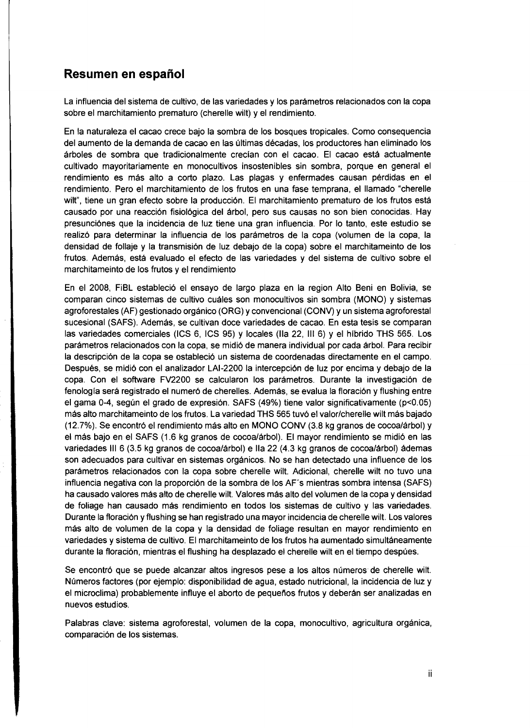## Resumen en español

La influencia del sistema de cultivo, de las variedades y los parámetros relacionados con la copa sobre el marchitamiento prematuro (cherelle wilt) y el rendimiento.

En la naturaleza el cacao crece bajo la sombra de los bosques tropicales. Como consequencia del aumento de la demanda de cacao en las últimas décadas, los productores han eliminado los árboles de sombra que tradicionalmente crecían con el cacao. El cacao está actualmente cultivado mayoritariamente en monocultivos insostenibles sin sombra, porque en general el rendimiento es más alto a corto plazo. Las plagas y enfermades causan pérdidas en el rendimiento. Pero el marchitamiento de los frutos en una fase temprana, el llamado "cherelle wilt", tiene un gran efecto sobre la producción. El marchitamiento prematuro de los frutos está causado por una reacción fisiológica del árbol, pero sus causas no son bien conocidas. Hay presunciónes que la incidencia de luz tiene una gran influencia. Por lo tanto, este estudio se realizó para determinar la influencia de los parámetros de la copa (volumen de la copa, la densidad de follaje y la transmisión de luz debajo de la copa) sobre el marchitameinto de los frutos. Además, está evaluado el efecto de las variedades y del sistema de cultivo sobre el marchitameinto de los frutos y el rendimiento

En el 2008, FiBL estableció el ensayo de largo plaza en la region Alto Beni en Bolivia, se comparan cinco sistemas de cultivo cuáles son monocultivos sin sombra (MONO) y sistemas agroforestales (AF) gestionado orgánico (ORG) y convencional (CONV) y un sistema agroforestal sucesional (SAFS). Además, se cultivan doce variedades de cacao. En esta tesis se comparan las variedades comerciales (ICS 6, ICS 95) y locales (IIa 22, III 6) y el híbrido THS 565. Los parámetros relacionados con la copa, se midió de manera individual por cada árbol. Para recibir la descripción de la copa se estableció un sistema de coordenadas directamente en el campo. Después, se midió con el analizador LAI-2200 la intercepción de luz por encima y debajo de la copa. Con el software FV2200 se calcularon los parámetros. Durante la investigación de fenología será registrado el numeró de cherelles. Además, se evalua la floración y flushing entre el gama 0-4, según el grado de expresión. SAFS (49%) tiene valor significativamente ($p<0.05$) más alto marchitameinto de los frutos. La variedad THS 565 tuvó el valor/cherelle wilt más bajado (12.7%). Se encontró el rendimiento más alto en MONO CONV (3.8 kg granos de cocoa/árbol) y el más bajo en el SAFS (1.6 kg granos de cocoa/árbol). El mayor rendimiento se midió en las variedades III 6 (3.5 kg granos de cocoa/árbol) e IIa 22 (4.3 kg granos de cocoa/árbol) ádemas son adecuados para cultivar en sistemas orgánicos. No se han detectado una influence de los parámetros relacionados con la copa sobre cherelle wilt. Adicional, cherelle wilt no tuvo una influencia negativa con la proporción de la sombra de los AF´s mientras sombra intensa (SAFS) ha causado valores más alto de cherelle wilt. Valores más alto del volumen de la copa y densidad de foliage han causado más rendimiento en todos los sistemas de cultivo y las variedades. Durante la floración y flushing se han registrado una mayor incidencia de cherelle wilt. Los valores más alto de volumen de la copa y la densidad de foliage resultan en mayor rendimiento en variedades y sistema de cultivo. El marchitameinto de los frutos ha aumentado simultáneamente durante la floración, mientras el flushing ha desplazado el cherelle wilt en el tiempo despúes.

Se encontró que se puede alcanzar altos ingresos pese a los altos números de cherelle wilt. Números factores (por ejemplo: disponibilidad de agua, estado nutricional, la incidencia de luz y el microclima) probablemente influye el aborto de pequeños frutos y deberán ser analizadas en nuevos estudios.

Palabras clave: sistema agroforestal, volumen de la copa, monocultivo, agricultura orgánica, comparación de los sistemas.